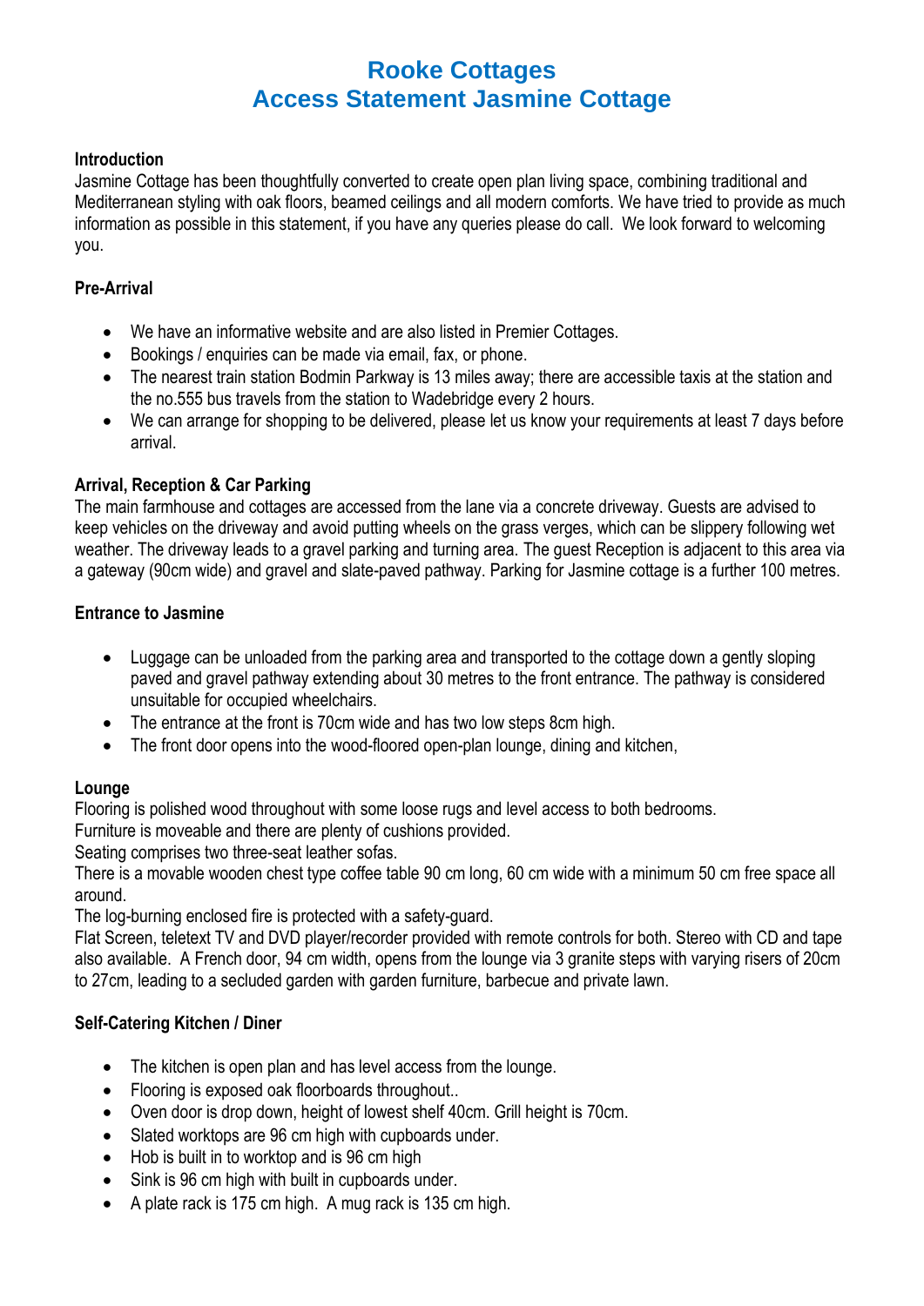# Rooke Cottages
# Access Statement Jasmine Cottage

**Introduction**

Jasmine Cottage has been thoughtfully converted to create open plan living space, combining traditional and Mediterranean styling with oak floors, beamed ceilings and all modern comforts. We have tried to provide as much information as possible in this statement, if you have any queries please do call. We look forward to welcoming you.

**Pre-Arrival**

- We have an informative website and are also listed in Premier Cottages.
- Bookings / enquiries can be made via email, fax, or phone.
- The nearest train station Bodmin Parkway is 13 miles away; there are accessible taxis at the station and the no.555 bus travels from the station to Wadebridge every 2 hours.
- We can arrange for shopping to be delivered, please let us know your requirements at least 7 days before arrival.

**Arrival, Reception & Car Parking**

The main farmhouse and cottages are accessed from the lane via a concrete driveway. Guests are advised to keep vehicles on the driveway and avoid putting wheels on the grass verges, which can be slippery following wet weather. The driveway leads to a gravel parking and turning area. The guest Reception is adjacent to this area via a gateway (90cm wide) and gravel and slate-paved pathway. Parking for Jasmine cottage is a further 100 metres.

**Entrance to Jasmine**

- Luggage can be unloaded from the parking area and transported to the cottage down a gently sloping paved and gravel pathway extending about 30 metres to the front entrance. The pathway is considered unsuitable for occupied wheelchairs.
- The entrance at the front is 70cm wide and has two low steps 8cm high.
- The front door opens into the wood-floored open-plan lounge, dining and kitchen,

**Lounge**

Flooring is polished wood throughout with some loose rugs and level access to both bedrooms.
Furniture is moveable and there are plenty of cushions provided.
Seating comprises two three-seat leather sofas.
There is a movable wooden chest type coffee table 90 cm long, 60 cm wide with a minimum 50 cm free space all around.
The log-burning enclosed fire is protected with a safety-guard.
Flat Screen, teletext TV and DVD player/recorder provided with remote controls for both. Stereo with CD and tape also available. A French door, 94 cm width, opens from the lounge via 3 granite steps with varying risers of 20cm to 27cm, leading to a secluded garden with garden furniture, barbecue and private lawn.

**Self-Catering Kitchen / Diner**

- The kitchen is open plan and has level access from the lounge.
- Flooring is exposed oak floorboards throughout..
- Oven door is drop down, height of lowest shelf 40cm. Grill height is 70cm.
- Slated worktops are 96 cm high with cupboards under.
- Hob is built in to worktop and is 96 cm high
- Sink is 96 cm high with built in cupboards under.
- A plate rack is 175 cm high. A mug rack is 135 cm high.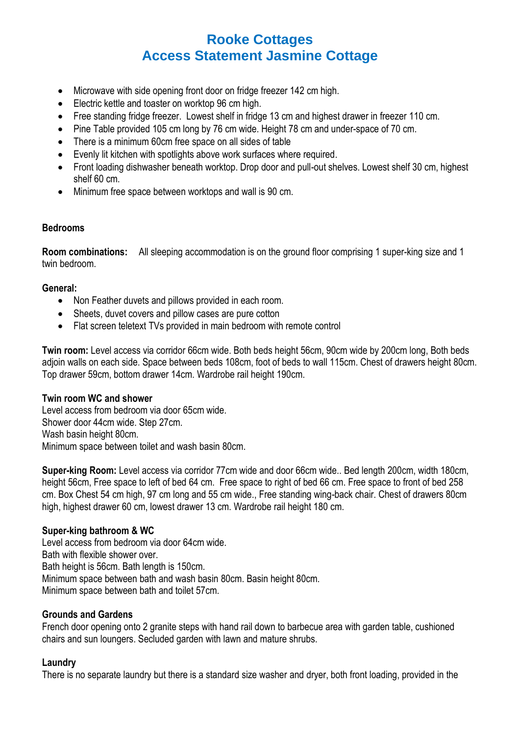# Rooke Cottages
# Access Statement Jasmine Cottage

- Microwave with side opening front door on fridge freezer 142 cm high.
- Electric kettle and toaster on worktop 96 cm high.
- Free standing fridge freezer. Lowest shelf in fridge 13 cm and highest drawer in freezer 110 cm.
- Pine Table provided 105 cm long by 76 cm wide. Height 78 cm and under-space of 70 cm.
- There is a minimum 60cm free space on all sides of table
- Evenly lit kitchen with spotlights above work surfaces where required.
- Front loading dishwasher beneath worktop. Drop door and pull-out shelves. Lowest shelf 30 cm, highest shelf 60 cm.
- Minimum free space between worktops and wall is 90 cm.

### Bedrooms

**Room combinations:** All sleeping accommodation is on the ground floor comprising 1 super-king size and 1 twin bedroom.

**General:**

- Non Feather duvets and pillows provided in each room.
- Sheets, duvet covers and pillow cases are pure cotton
- Flat screen teletext TVs provided in main bedroom with remote control

**Twin room:** Level access via corridor 66cm wide. Both beds height 56cm, 90cm wide by 200cm long, Both beds adjoin walls on each side. Space between beds 108cm, foot of beds to wall 115cm. Chest of drawers height 80cm. Top drawer 59cm, bottom drawer 14cm. Wardrobe rail height 190cm.

**Twin room WC and shower**
Level access from bedroom via door 65cm wide.
Shower door 44cm wide. Step 27cm.
Wash basin height 80cm.
Minimum space between toilet and wash basin 80cm.

**Super-king Room:** Level access via corridor 77cm wide and door 66cm wide.. Bed length 200cm, width 180cm, height 56cm, Free space to left of bed 64 cm. Free space to right of bed 66 cm. Free space to front of bed 258 cm. Box Chest 54 cm high, 97 cm long and 55 cm wide., Free standing wing-back chair. Chest of drawers 80cm high, highest drawer 60 cm, lowest drawer 13 cm. Wardrobe rail height 180 cm.

**Super-king bathroom & WC**
Level access from bedroom via door 64cm wide.
Bath with flexible shower over.
Bath height is 56cm. Bath length is 150cm.
Minimum space between bath and wash basin 80cm. Basin height 80cm.
Minimum space between bath and toilet 57cm.

### Grounds and Gardens

French door opening onto 2 granite steps with hand rail down to barbecue area with garden table, cushioned chairs and sun loungers. Secluded garden with lawn and mature shrubs.

### Laundry

There is no separate laundry but there is a standard size washer and dryer, both front loading, provided in the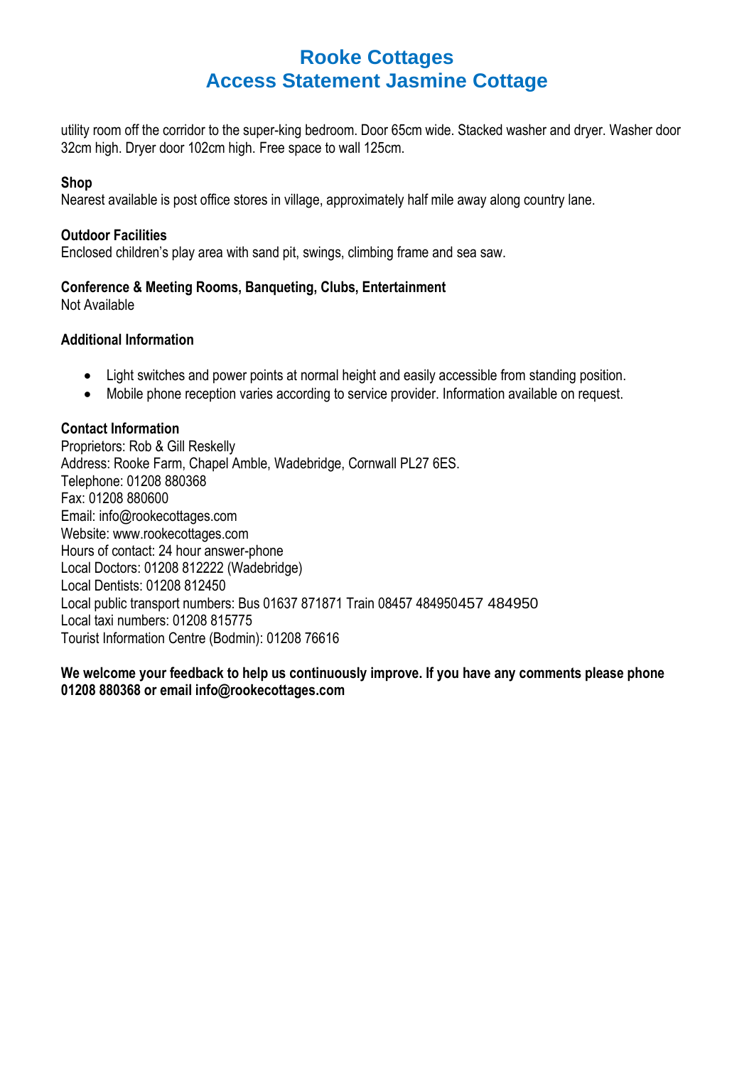utility room off the corridor to the super-king bedroom. Door 65cm wide. Stacked washer and dryer. Washer door 32cm high. Dryer door 102cm high. Free space to wall 125cm.

**Shop**
Nearest available is post office stores in village, approximately half mile away along country lane.

**Outdoor Facilities**
Enclosed children's play area with sand pit, swings, climbing frame and sea saw.

**Conference & Meeting Rooms, Banqueting, Clubs, Entertainment**
Not Available

**Additional Information**

- Light switches and power points at normal height and easily accessible from standing position.
- Mobile phone reception varies according to service provider. Information available on request.

**Contact Information**
Proprietors: Rob & Gill Reskelly
Address: Rooke Farm, Chapel Amble, Wadebridge, Cornwall PL27 6ES.
Telephone: 01208 880368
Fax: 01208 880600
Email: info@rookecottages.com
Website: www.rookecottages.com
Hours of contact: 24 hour answer-phone
Local Doctors: 01208 812222 (Wadebridge)
Local Dentists: 01208 812450
Local public transport numbers: Bus 01637 871871 Train 08457 484950457 484950
Local taxi numbers: 01208 815775
Tourist Information Centre (Bodmin): 01208 76616

**We welcome your feedback to help us continuously improve. If you have any comments please phone 01208 880368 or email info@rookecottages.com**